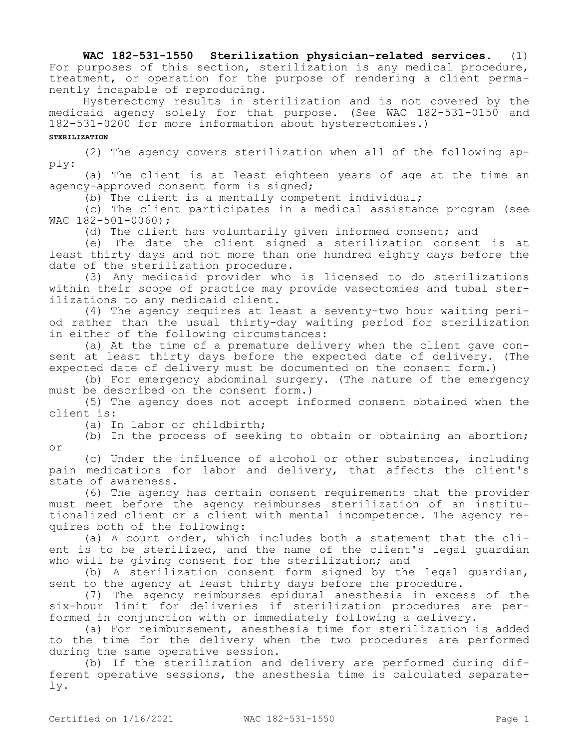**WAC 182-531-1550 Sterilization physician-related services.** (1) For purposes of this section, sterilization is any medical procedure, treatment, or operation for the purpose of rendering a client permanently incapable of reproducing.

Hysterectomy results in sterilization and is not covered by the medicaid agency solely for that purpose. (See WAC 182-531-0150 and 182-531-0200 for more information about hysterectomies.)

**STERILIZATION**

(2) The agency covers sterilization when all of the following apply:

(a) The client is at least eighteen years of age at the time an agency-approved consent form is signed;

(b) The client is a mentally competent individual;

(c) The client participates in a medical assistance program (see WAC 182-501-0060);

(d) The client has voluntarily given informed consent; and

(e) The date the client signed a sterilization consent is at least thirty days and not more than one hundred eighty days before the date of the sterilization procedure.

(3) Any medicaid provider who is licensed to do sterilizations within their scope of practice may provide vasectomies and tubal sterilizations to any medicaid client.

(4) The agency requires at least a seventy-two hour waiting period rather than the usual thirty-day waiting period for sterilization in either of the following circumstances:

(a) At the time of a premature delivery when the client gave consent at least thirty days before the expected date of delivery. (The expected date of delivery must be documented on the consent form.)

(b) For emergency abdominal surgery. (The nature of the emergency must be described on the consent form.)

(5) The agency does not accept informed consent obtained when the client is:

(a) In labor or childbirth;

(b) In the process of seeking to obtain or obtaining an abortion; or

(c) Under the influence of alcohol or other substances, including pain medications for labor and delivery, that affects the client's state of awareness.

(6) The agency has certain consent requirements that the provider must meet before the agency reimburses sterilization of an institutionalized client or a client with mental incompetence. The agency requires both of the following:

(a) A court order, which includes both a statement that the client is to be sterilized, and the name of the client's legal guardian who will be giving consent for the sterilization; and

(b) A sterilization consent form signed by the legal guardian, sent to the agency at least thirty days before the procedure.

(7) The agency reimburses epidural anesthesia in excess of the six-hour limit for deliveries if sterilization procedures are performed in conjunction with or immediately following a delivery.

(a) For reimbursement, anesthesia time for sterilization is added to the time for the delivery when the two procedures are performed during the same operative session.

(b) If the sterilization and delivery are performed during different operative sessions, the anesthesia time is calculated separately.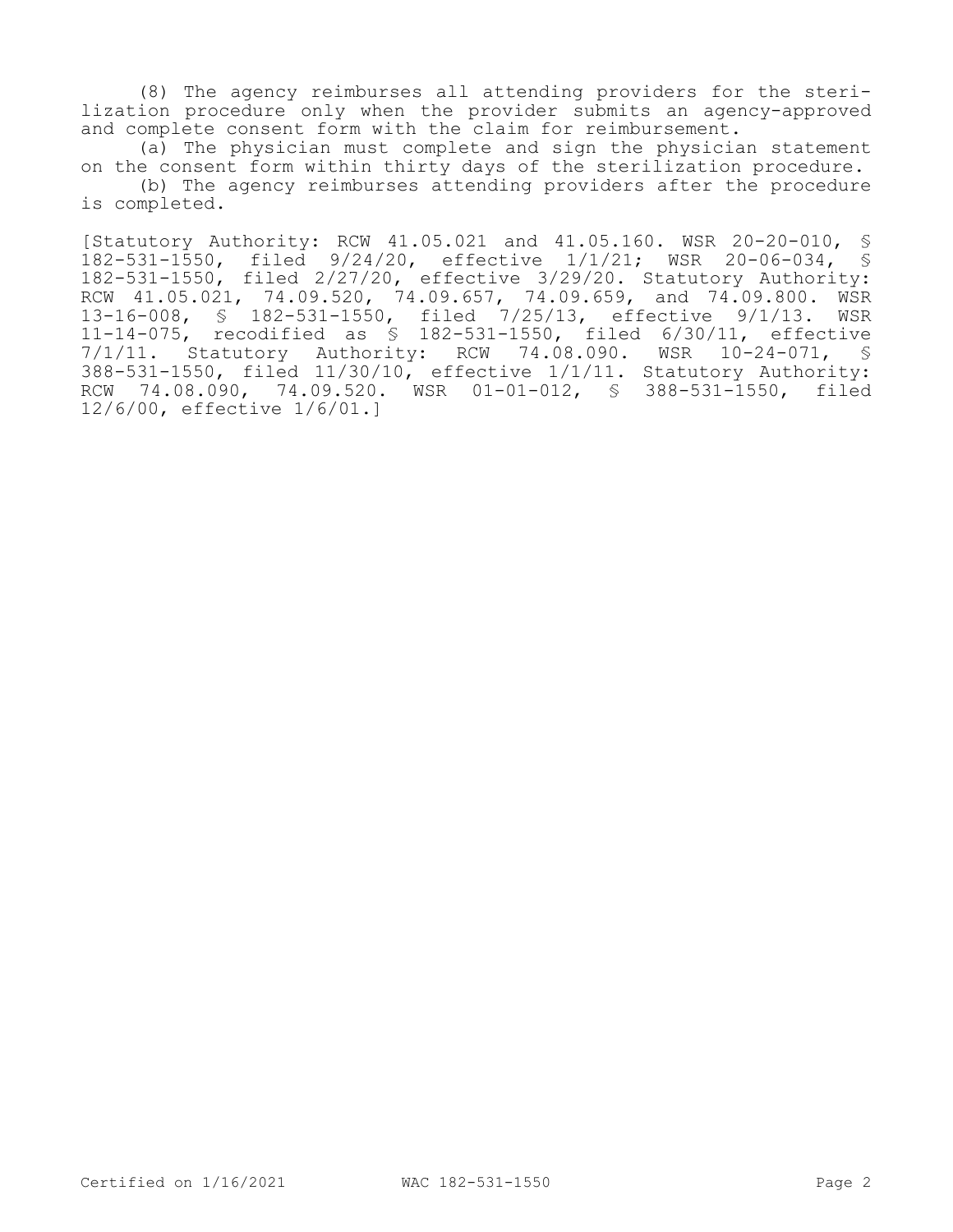(8) The agency reimburses all attending providers for the sterilization procedure only when the provider submits an agency-approved and complete consent form with the claim for reimbursement.

(a) The physician must complete and sign the physician statement on the consent form within thirty days of the sterilization procedure.

(b) The agency reimburses attending providers after the procedure is completed.

[Statutory Authority: RCW 41.05.021 and 41.05.160. WSR 20-20-010, § 182-531-1550, filed 9/24/20, effective 1/1/21; WSR 20-06-034, § 182-531-1550, filed 2/27/20, effective 3/29/20. Statutory Authority: RCW 41.05.021, 74.09.520, 74.09.657, 74.09.659, and 74.09.800. WSR 13-16-008, § 182-531-1550, filed 7/25/13, effective 9/1/13. WSR 11-14-075, recodified as § 182-531-1550, filed 6/30/11, effective 7/1/11. Statutory Authority: RCW 74.08.090. WSR 10-24-071, § 388-531-1550, filed 11/30/10, effective 1/1/11. Statutory Authority: RCW 74.08.090, 74.09.520. WSR 01-01-012, § 388-531-1550, filed 12/6/00, effective 1/6/01.]